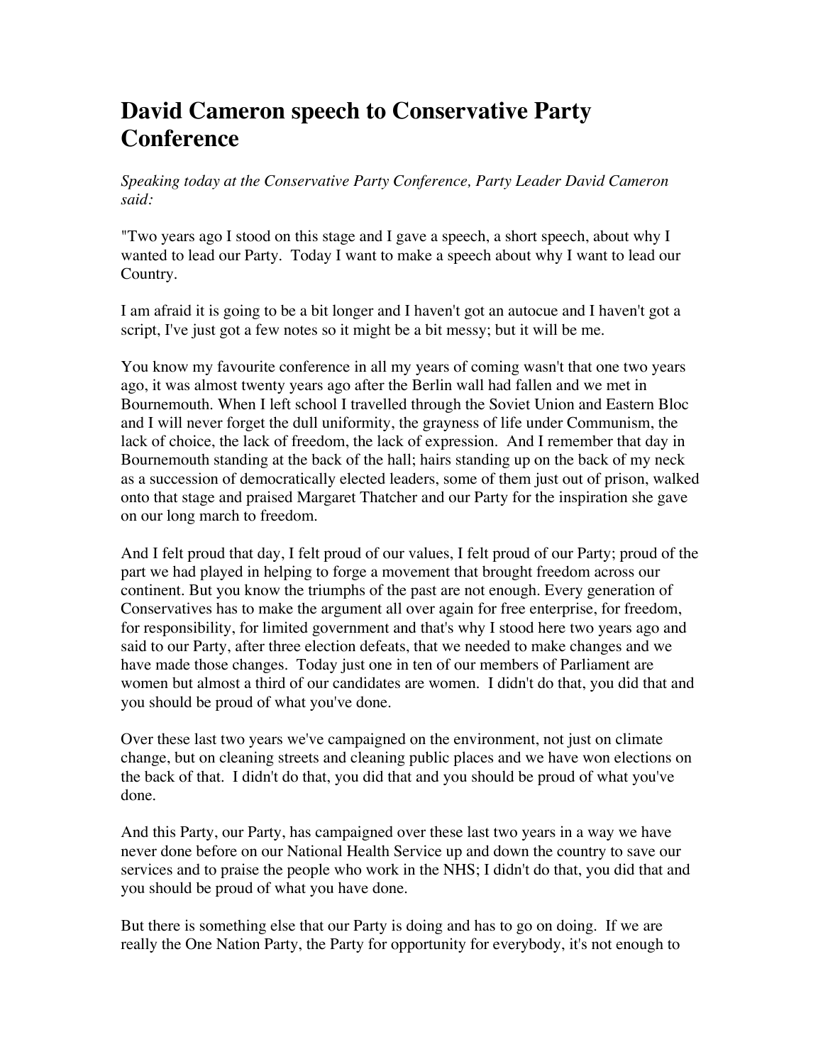# David Cameron speech to Conservative Party Conference

*Speaking today at the Conservative Party Conference, Party Leader David Cameron said:*

"Two years ago I stood on this stage and I gave a speech, a short speech, about why I wanted to lead our Party. Today I want to make a speech about why I want to lead our Country.

I am afraid it is going to be a bit longer and I haven't got an autocue and I haven't got a script, I've just got a few notes so it might be a bit messy; but it will be me.

You know my favourite conference in all my years of coming wasn't that one two years ago, it was almost twenty years ago after the Berlin wall had fallen and we met in Bournemouth. When I left school I travelled through the Soviet Union and Eastern Bloc and I will never forget the dull uniformity, the grayness of life under Communism, the lack of choice, the lack of freedom, the lack of expression. And I remember that day in Bournemouth standing at the back of the hall; hairs standing up on the back of my neck as a succession of democratically elected leaders, some of them just out of prison, walked onto that stage and praised Margaret Thatcher and our Party for the inspiration she gave on our long march to freedom.

And I felt proud that day, I felt proud of our values, I felt proud of our Party; proud of the part we had played in helping to forge a movement that brought freedom across our continent. But you know the triumphs of the past are not enough. Every generation of Conservatives has to make the argument all over again for free enterprise, for freedom, for responsibility, for limited government and that's why I stood here two years ago and said to our Party, after three election defeats, that we needed to make changes and we have made those changes. Today just one in ten of our members of Parliament are women but almost a third of our candidates are women. I didn't do that, you did that and you should be proud of what you've done.

Over these last two years we've campaigned on the environment, not just on climate change, but on cleaning streets and cleaning public places and we have won elections on the back of that. I didn't do that, you did that and you should be proud of what you've done.

And this Party, our Party, has campaigned over these last two years in a way we have never done before on our National Health Service up and down the country to save our services and to praise the people who work in the NHS; I didn't do that, you did that and you should be proud of what you have done.

But there is something else that our Party is doing and has to go on doing. If we are really the One Nation Party, the Party for opportunity for everybody, it's not enough to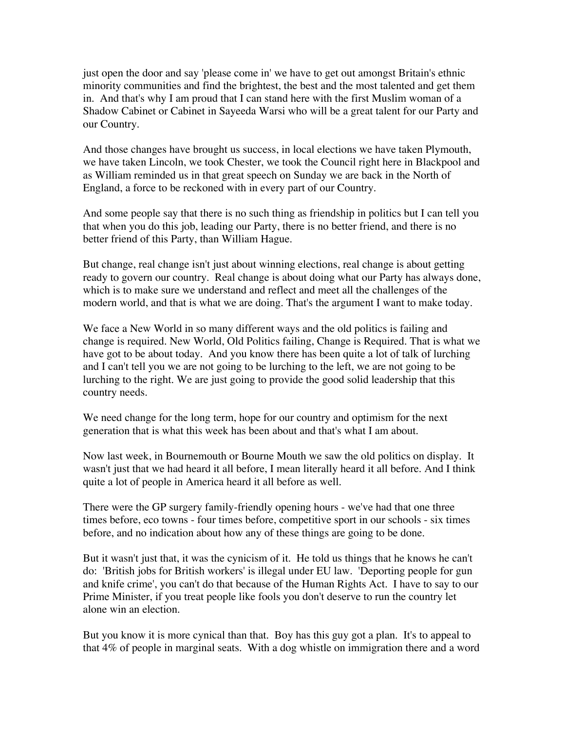just open the door and say 'please come in' we have to get out amongst Britain's ethnic minority communities and find the brightest, the best and the most talented and get them in. And that's why I am proud that I can stand here with the first Muslim woman of a Shadow Cabinet or Cabinet in Sayeeda Warsi who will be a great talent for our Party and our Country.

And those changes have brought us success, in local elections we have taken Plymouth, we have taken Lincoln, we took Chester, we took the Council right here in Blackpool and as William reminded us in that great speech on Sunday we are back in the North of England, a force to be reckoned with in every part of our Country.

And some people say that there is no such thing as friendship in politics but I can tell you that when you do this job, leading our Party, there is no better friend, and there is no better friend of this Party, than William Hague.

But change, real change isn't just about winning elections, real change is about getting ready to govern our country. Real change is about doing what our Party has always done, which is to make sure we understand and reflect and meet all the challenges of the modern world, and that is what we are doing. That's the argument I want to make today.

We face a New World in so many different ways and the old politics is failing and change is required. New World, Old Politics failing, Change is Required. That is what we have got to be about today. And you know there has been quite a lot of talk of lurching and I can't tell you we are not going to be lurching to the left, we are not going to be lurching to the right. We are just going to provide the good solid leadership that this country needs.

We need change for the long term, hope for our country and optimism for the next generation that is what this week has been about and that's what I am about.

Now last week, in Bournemouth or Bourne Mouth we saw the old politics on display. It wasn't just that we had heard it all before, I mean literally heard it all before. And I think quite a lot of people in America heard it all before as well.

There were the GP surgery family-friendly opening hours - we've had that one three times before, eco towns - four times before, competitive sport in our schools - six times before, and no indication about how any of these things are going to be done.

But it wasn't just that, it was the cynicism of it. He told us things that he knows he can't do: 'British jobs for British workers' is illegal under EU law. 'Deporting people for gun and knife crime', you can't do that because of the Human Rights Act. I have to say to our Prime Minister, if you treat people like fools you don't deserve to run the country let alone win an election.

But you know it is more cynical than that. Boy has this guy got a plan. It's to appeal to that 4% of people in marginal seats. With a dog whistle on immigration there and a word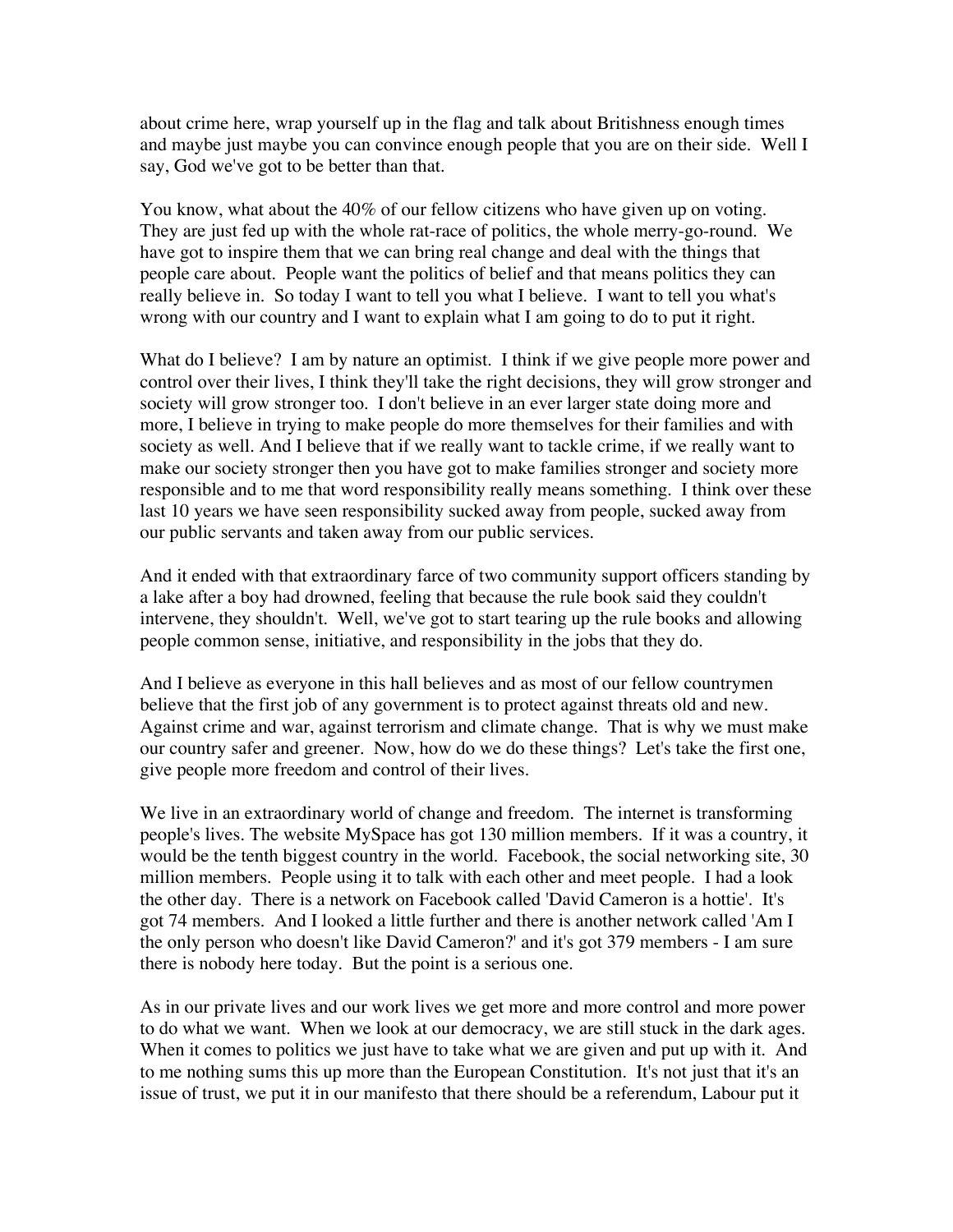about crime here, wrap yourself up in the flag and talk about Britishness enough times and maybe just maybe you can convince enough people that you are on their side. Well I say, God we've got to be better than that.

You know, what about the 40% of our fellow citizens who have given up on voting. They are just fed up with the whole rat-race of politics, the whole merry-go-round. We have got to inspire them that we can bring real change and deal with the things that people care about. People want the politics of belief and that means politics they can really believe in. So today I want to tell you what I believe. I want to tell you what's wrong with our country and I want to explain what I am going to do to put it right.

What do I believe? I am by nature an optimist. I think if we give people more power and control over their lives, I think they'll take the right decisions, they will grow stronger and society will grow stronger too. I don't believe in an ever larger state doing more and more, I believe in trying to make people do more themselves for their families and with society as well. And I believe that if we really want to tackle crime, if we really want to make our society stronger then you have got to make families stronger and society more responsible and to me that word responsibility really means something. I think over these last 10 years we have seen responsibility sucked away from people, sucked away from our public servants and taken away from our public services.

And it ended with that extraordinary farce of two community support officers standing by a lake after a boy had drowned, feeling that because the rule book said they couldn't intervene, they shouldn't. Well, we've got to start tearing up the rule books and allowing people common sense, initiative, and responsibility in the jobs that they do.

And I believe as everyone in this hall believes and as most of our fellow countrymen believe that the first job of any government is to protect against threats old and new. Against crime and war, against terrorism and climate change. That is why we must make our country safer and greener. Now, how do we do these things? Let's take the first one, give people more freedom and control of their lives.

We live in an extraordinary world of change and freedom. The internet is transforming people's lives. The website MySpace has got 130 million members. If it was a country, it would be the tenth biggest country in the world. Facebook, the social networking site, 30 million members. People using it to talk with each other and meet people. I had a look the other day. There is a network on Facebook called 'David Cameron is a hottie'. It's got 74 members. And I looked a little further and there is another network called 'Am I the only person who doesn't like David Cameron?' and it's got 379 members - I am sure there is nobody here today. But the point is a serious one.

As in our private lives and our work lives we get more and more control and more power to do what we want. When we look at our democracy, we are still stuck in the dark ages. When it comes to politics we just have to take what we are given and put up with it. And to me nothing sums this up more than the European Constitution. It's not just that it's an issue of trust, we put it in our manifesto that there should be a referendum, Labour put it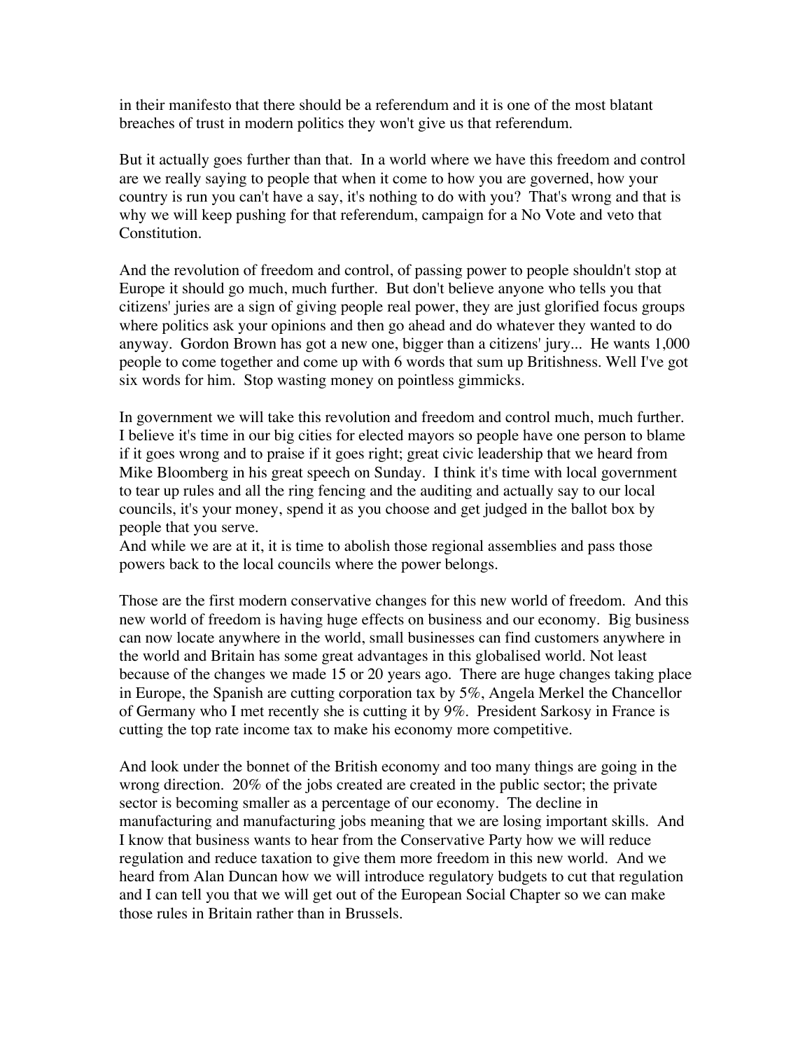in their manifesto that there should be a referendum and it is one of the most blatant breaches of trust in modern politics they won't give us that referendum.

But it actually goes further than that. In a world where we have this freedom and control are we really saying to people that when it come to how you are governed, how your country is run you can't have a say, it's nothing to do with you? That's wrong and that is why we will keep pushing for that referendum, campaign for a No Vote and veto that Constitution.

And the revolution of freedom and control, of passing power to people shouldn't stop at Europe it should go much, much further. But don't believe anyone who tells you that citizens' juries are a sign of giving people real power, they are just glorified focus groups where politics ask your opinions and then go ahead and do whatever they wanted to do anyway. Gordon Brown has got a new one, bigger than a citizens' jury... He wants 1,000 people to come together and come up with 6 words that sum up Britishness. Well I've got six words for him. Stop wasting money on pointless gimmicks.

In government we will take this revolution and freedom and control much, much further. I believe it's time in our big cities for elected mayors so people have one person to blame if it goes wrong and to praise if it goes right; great civic leadership that we heard from Mike Bloomberg in his great speech on Sunday. I think it's time with local government to tear up rules and all the ring fencing and the auditing and actually say to our local councils, it's your money, spend it as you choose and get judged in the ballot box by people that you serve.
And while we are at it, it is time to abolish those regional assemblies and pass those powers back to the local councils where the power belongs.

Those are the first modern conservative changes for this new world of freedom. And this new world of freedom is having huge effects on business and our economy. Big business can now locate anywhere in the world, small businesses can find customers anywhere in the world and Britain has some great advantages in this globalised world. Not least because of the changes we made 15 or 20 years ago. There are huge changes taking place in Europe, the Spanish are cutting corporation tax by 5%, Angela Merkel the Chancellor of Germany who I met recently she is cutting it by 9%. President Sarkosy in France is cutting the top rate income tax to make his economy more competitive.

And look under the bonnet of the British economy and too many things are going in the wrong direction. 20% of the jobs created are created in the public sector; the private sector is becoming smaller as a percentage of our economy. The decline in manufacturing and manufacturing jobs meaning that we are losing important skills. And I know that business wants to hear from the Conservative Party how we will reduce regulation and reduce taxation to give them more freedom in this new world. And we heard from Alan Duncan how we will introduce regulatory budgets to cut that regulation and I can tell you that we will get out of the European Social Chapter so we can make those rules in Britain rather than in Brussels.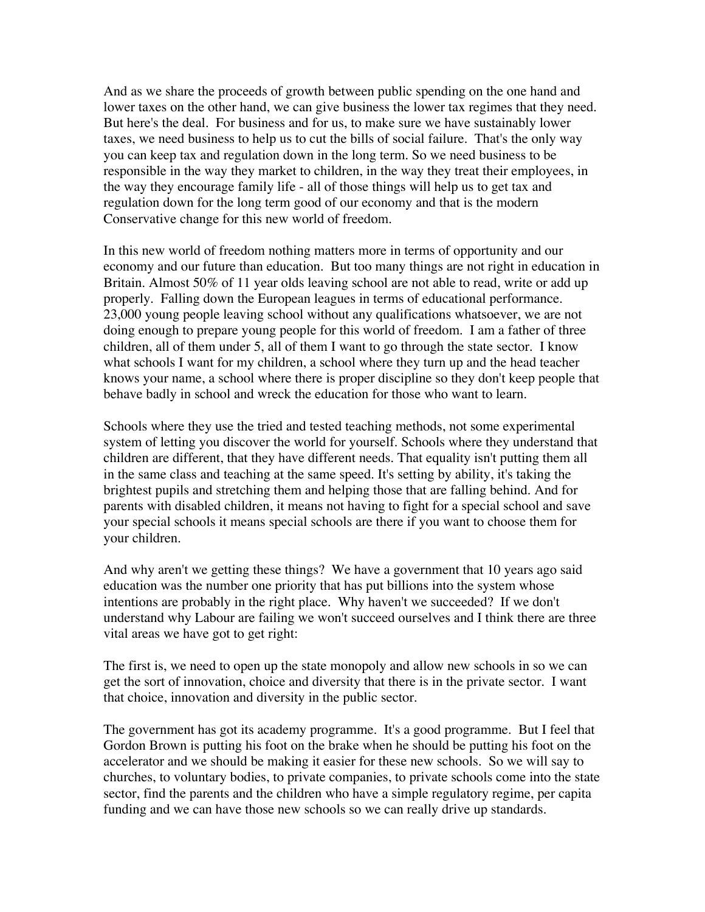And as we share the proceeds of growth between public spending on the one hand and lower taxes on the other hand, we can give business the lower tax regimes that they need. But here's the deal. For business and for us, to make sure we have sustainably lower taxes, we need business to help us to cut the bills of social failure. That's the only way you can keep tax and regulation down in the long term. So we need business to be responsible in the way they market to children, in the way they treat their employees, in the way they encourage family life - all of those things will help us to get tax and regulation down for the long term good of our economy and that is the modern Conservative change for this new world of freedom.

In this new world of freedom nothing matters more in terms of opportunity and our economy and our future than education. But too many things are not right in education in Britain. Almost 50% of 11 year olds leaving school are not able to read, write or add up properly. Falling down the European leagues in terms of educational performance. 23,000 young people leaving school without any qualifications whatsoever, we are not doing enough to prepare young people for this world of freedom. I am a father of three children, all of them under 5, all of them I want to go through the state sector. I know what schools I want for my children, a school where they turn up and the head teacher knows your name, a school where there is proper discipline so they don't keep people that behave badly in school and wreck the education for those who want to learn.

Schools where they use the tried and tested teaching methods, not some experimental system of letting you discover the world for yourself. Schools where they understand that children are different, that they have different needs. That equality isn't putting them all in the same class and teaching at the same speed. It's setting by ability, it's taking the brightest pupils and stretching them and helping those that are falling behind. And for parents with disabled children, it means not having to fight for a special school and save your special schools it means special schools are there if you want to choose them for your children.

And why aren't we getting these things? We have a government that 10 years ago said education was the number one priority that has put billions into the system whose intentions are probably in the right place. Why haven't we succeeded? If we don't understand why Labour are failing we won't succeed ourselves and I think there are three vital areas we have got to get right:

The first is, we need to open up the state monopoly and allow new schools in so we can get the sort of innovation, choice and diversity that there is in the private sector. I want that choice, innovation and diversity in the public sector.

The government has got its academy programme. It's a good programme. But I feel that Gordon Brown is putting his foot on the brake when he should be putting his foot on the accelerator and we should be making it easier for these new schools. So we will say to churches, to voluntary bodies, to private companies, to private schools come into the state sector, find the parents and the children who have a simple regulatory regime, per capita funding and we can have those new schools so we can really drive up standards.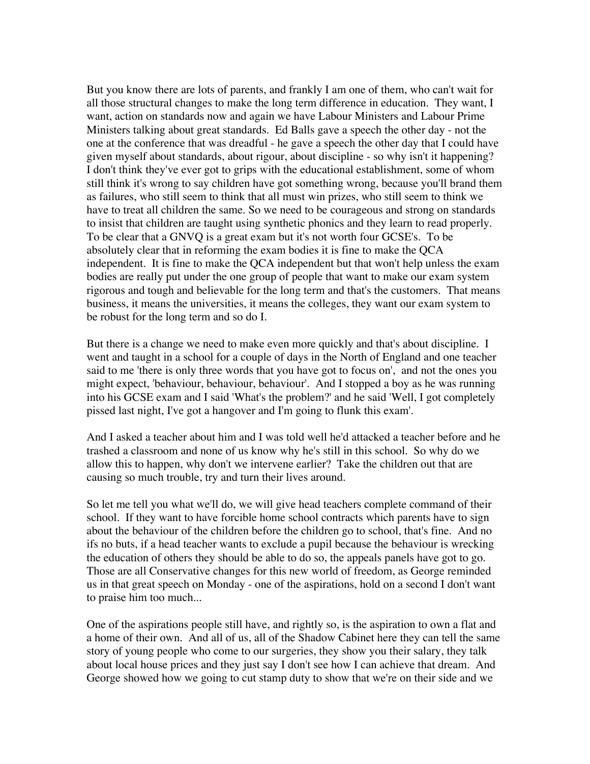But you know there are lots of parents, and frankly I am one of them, who can't wait for all those structural changes to make the long term difference in education. They want, I want, action on standards now and again we have Labour Ministers and Labour Prime Ministers talking about great standards. Ed Balls gave a speech the other day - not the one at the conference that was dreadful - he gave a speech the other day that I could have given myself about standards, about rigour, about discipline - so why isn't it happening? I don't think they've ever got to grips with the educational establishment, some of whom still think it's wrong to say children have got something wrong, because you'll brand them as failures, who still seem to think that all must win prizes, who still seem to think we have to treat all children the same. So we need to be courageous and strong on standards to insist that children are taught using synthetic phonics and they learn to read properly. To be clear that a GNVQ is a great exam but it's not worth four GCSE's. To be absolutely clear that in reforming the exam bodies it is fine to make the QCA independent. It is fine to make the QCA independent but that won't help unless the exam bodies are really put under the one group of people that want to make our exam system rigorous and tough and believable for the long term and that's the customers. That means business, it means the universities, it means the colleges, they want our exam system to be robust for the long term and so do I.

But there is a change we need to make even more quickly and that's about discipline. I went and taught in a school for a couple of days in the North of England and one teacher said to me 'there is only three words that you have got to focus on', and not the ones you might expect, 'behaviour, behaviour, behaviour'. And I stopped a boy as he was running into his GCSE exam and I said 'What's the problem?' and he said 'Well, I got completely pissed last night, I've got a hangover and I'm going to flunk this exam'.

And I asked a teacher about him and I was told well he'd attacked a teacher before and he trashed a classroom and none of us know why he's still in this school. So why do we allow this to happen, why don't we intervene earlier? Take the children out that are causing so much trouble, try and turn their lives around.

So let me tell you what we'll do, we will give head teachers complete command of their school. If they want to have forcible home school contracts which parents have to sign about the behaviour of the children before the children go to school, that's fine. And no ifs no buts, if a head teacher wants to exclude a pupil because the behaviour is wrecking the education of others they should be able to do so, the appeals panels have got to go. Those are all Conservative changes for this new world of freedom, as George reminded us in that great speech on Monday - one of the aspirations, hold on a second I don't want to praise him too much...

One of the aspirations people still have, and rightly so, is the aspiration to own a flat and a home of their own. And all of us, all of the Shadow Cabinet here they can tell the same story of young people who come to our surgeries, they show you their salary, they talk about local house prices and they just say I don't see how I can achieve that dream. And George showed how we going to cut stamp duty to show that we're on their side and we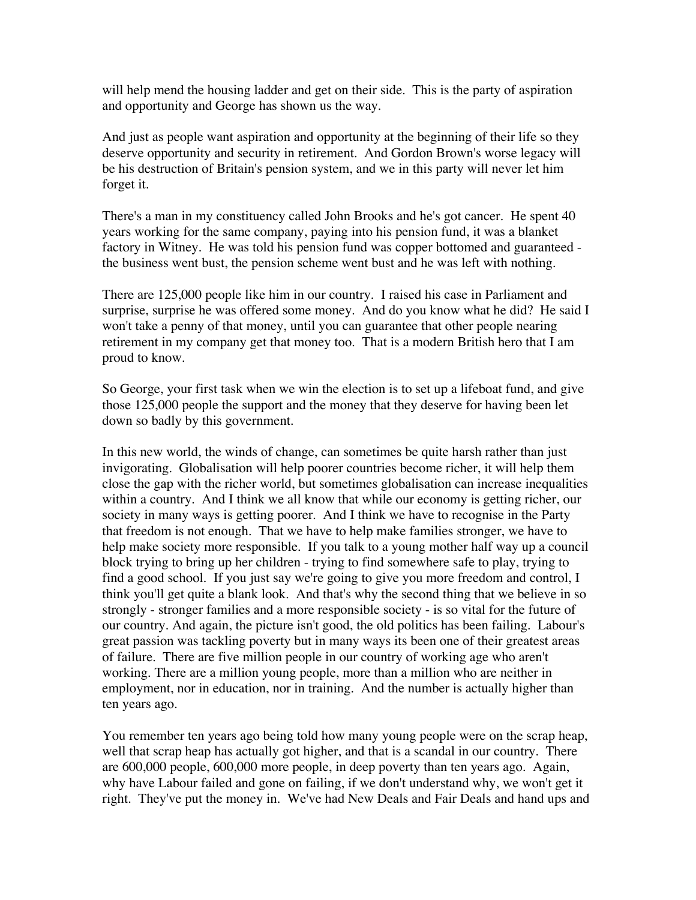will help mend the housing ladder and get on their side. This is the party of aspiration and opportunity and George has shown us the way.

And just as people want aspiration and opportunity at the beginning of their life so they deserve opportunity and security in retirement. And Gordon Brown's worse legacy will be his destruction of Britain's pension system, and we in this party will never let him forget it.

There's a man in my constituency called John Brooks and he's got cancer. He spent 40 years working for the same company, paying into his pension fund, it was a blanket factory in Witney. He was told his pension fund was copper bottomed and guaranteed - the business went bust, the pension scheme went bust and he was left with nothing.

There are 125,000 people like him in our country. I raised his case in Parliament and surprise, surprise he was offered some money. And do you know what he did? He said I won't take a penny of that money, until you can guarantee that other people nearing retirement in my company get that money too. That is a modern British hero that I am proud to know.

So George, your first task when we win the election is to set up a lifeboat fund, and give those 125,000 people the support and the money that they deserve for having been let down so badly by this government.

In this new world, the winds of change, can sometimes be quite harsh rather than just invigorating. Globalisation will help poorer countries become richer, it will help them close the gap with the richer world, but sometimes globalisation can increase inequalities within a country. And I think we all know that while our economy is getting richer, our society in many ways is getting poorer. And I think we have to recognise in the Party that freedom is not enough. That we have to help make families stronger, we have to help make society more responsible. If you talk to a young mother half way up a council block trying to bring up her children - trying to find somewhere safe to play, trying to find a good school. If you just say we're going to give you more freedom and control, I think you'll get quite a blank look. And that's why the second thing that we believe in so strongly - stronger families and a more responsible society - is so vital for the future of our country. And again, the picture isn't good, the old politics has been failing. Labour's great passion was tackling poverty but in many ways its been one of their greatest areas of failure. There are five million people in our country of working age who aren't working. There are a million young people, more than a million who are neither in employment, nor in education, nor in training. And the number is actually higher than ten years ago.

You remember ten years ago being told how many young people were on the scrap heap, well that scrap heap has actually got higher, and that is a scandal in our country. There are 600,000 people, 600,000 more people, in deep poverty than ten years ago. Again, why have Labour failed and gone on failing, if we don't understand why, we won't get it right. They've put the money in. We've had New Deals and Fair Deals and hand ups and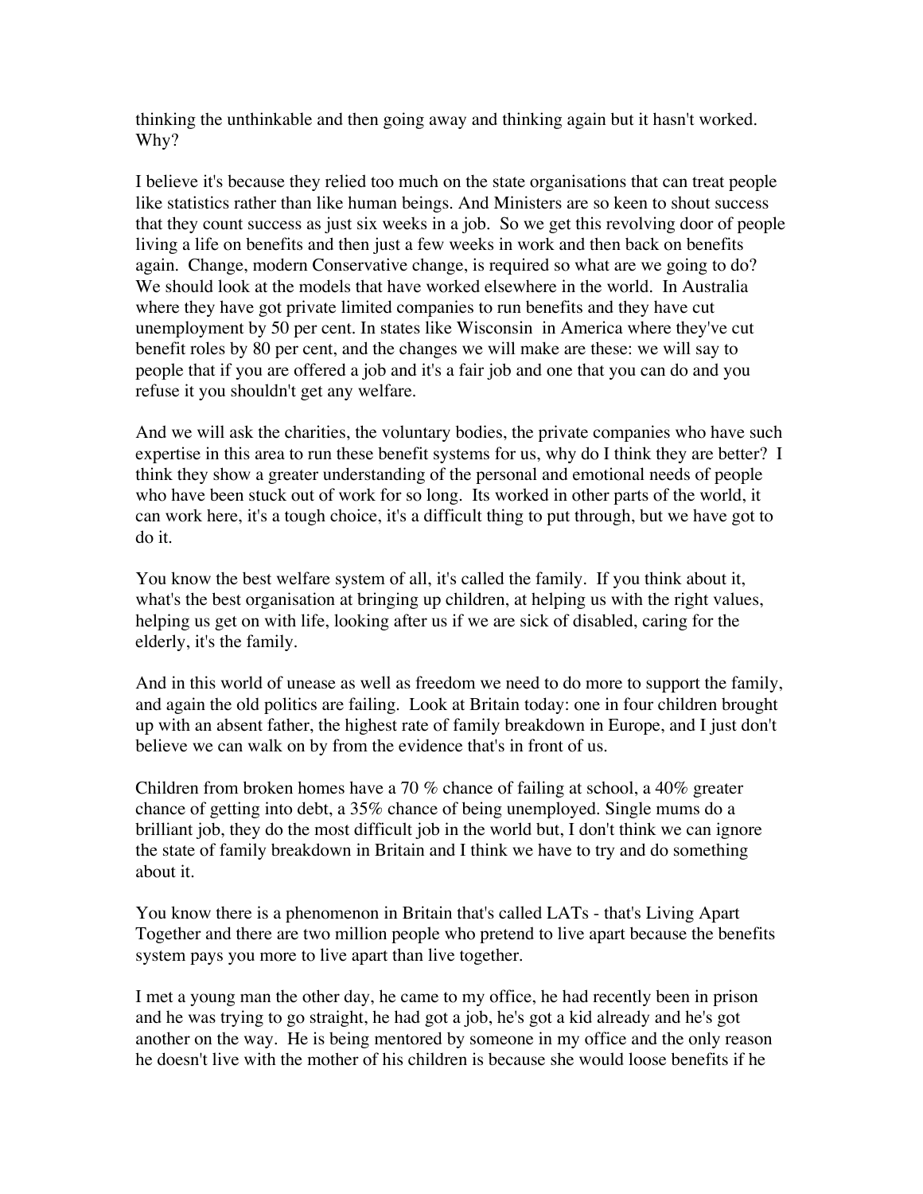thinking the unthinkable and then going away and thinking again but it hasn't worked. Why?

I believe it's because they relied too much on the state organisations that can treat people like statistics rather than like human beings. And Ministers are so keen to shout success that they count success as just six weeks in a job. So we get this revolving door of people living a life on benefits and then just a few weeks in work and then back on benefits again. Change, modern Conservative change, is required so what are we going to do? We should look at the models that have worked elsewhere in the world. In Australia where they have got private limited companies to run benefits and they have cut unemployment by 50 per cent. In states like Wisconsin in America where they've cut benefit roles by 80 per cent, and the changes we will make are these: we will say to people that if you are offered a job and it's a fair job and one that you can do and you refuse it you shouldn't get any welfare.

And we will ask the charities, the voluntary bodies, the private companies who have such expertise in this area to run these benefit systems for us, why do I think they are better? I think they show a greater understanding of the personal and emotional needs of people who have been stuck out of work for so long. Its worked in other parts of the world, it can work here, it's a tough choice, it's a difficult thing to put through, but we have got to do it.

You know the best welfare system of all, it's called the family. If you think about it, what's the best organisation at bringing up children, at helping us with the right values, helping us get on with life, looking after us if we are sick of disabled, caring for the elderly, it's the family.

And in this world of unease as well as freedom we need to do more to support the family, and again the old politics are failing. Look at Britain today: one in four children brought up with an absent father, the highest rate of family breakdown in Europe, and I just don't believe we can walk on by from the evidence that's in front of us.

Children from broken homes have a 70 % chance of failing at school, a 40% greater chance of getting into debt, a 35% chance of being unemployed. Single mums do a brilliant job, they do the most difficult job in the world but, I don't think we can ignore the state of family breakdown in Britain and I think we have to try and do something about it.

You know there is a phenomenon in Britain that's called LATs - that's Living Apart Together and there are two million people who pretend to live apart because the benefits system pays you more to live apart than live together.

I met a young man the other day, he came to my office, he had recently been in prison and he was trying to go straight, he had got a job, he's got a kid already and he's got another on the way. He is being mentored by someone in my office and the only reason he doesn't live with the mother of his children is because she would loose benefits if he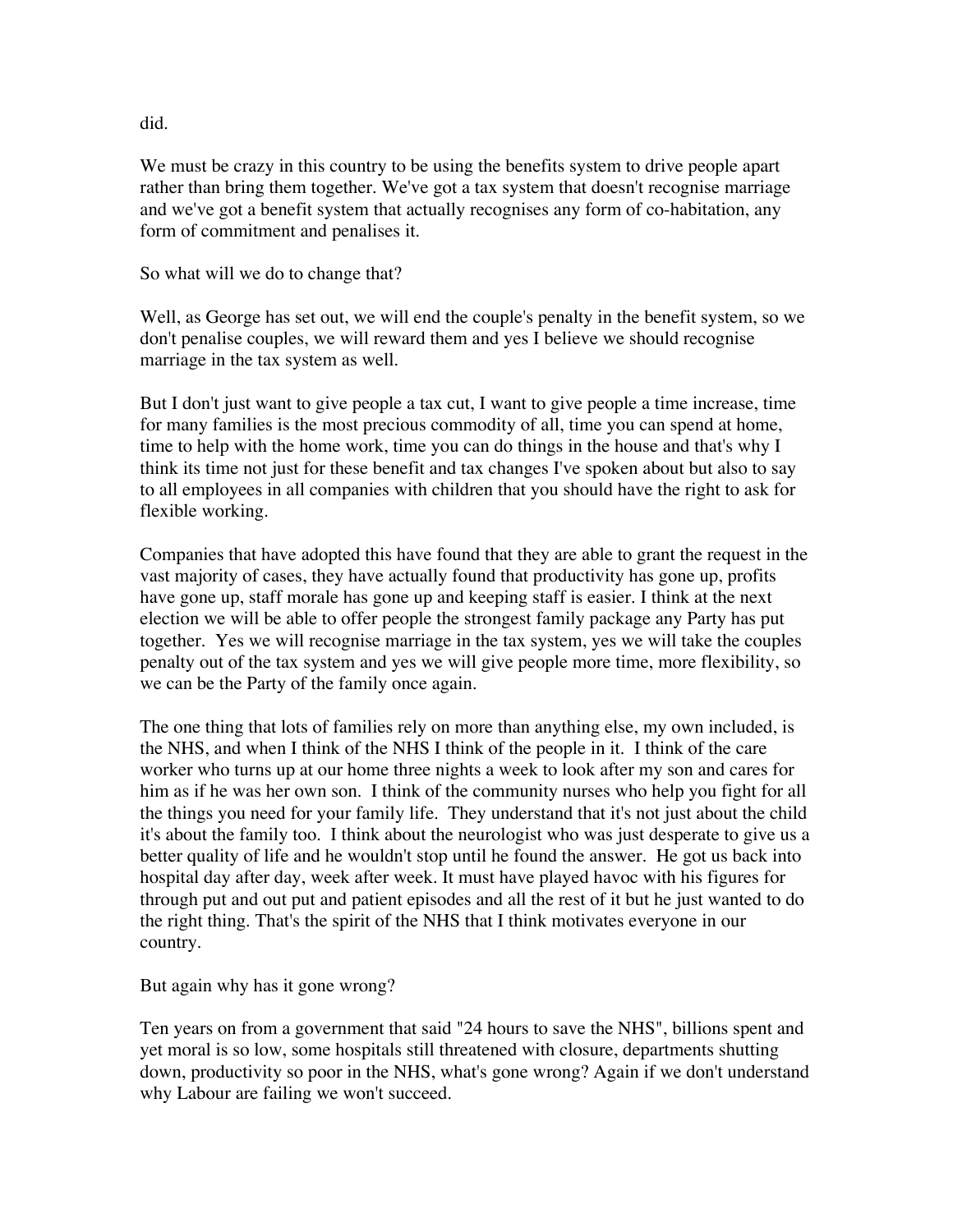did.

We must be crazy in this country to be using the benefits system to drive people apart rather than bring them together. We've got a tax system that doesn't recognise marriage and we've got a benefit system that actually recognises any form of co-habitation, any form of commitment and penalises it.

So what will we do to change that?

Well, as George has set out, we will end the couple's penalty in the benefit system, so we don't penalise couples, we will reward them and yes I believe we should recognise marriage in the tax system as well.

But I don't just want to give people a tax cut, I want to give people a time increase, time for many families is the most precious commodity of all, time you can spend at home, time to help with the home work, time you can do things in the house and that's why I think its time not just for these benefit and tax changes I've spoken about but also to say to all employees in all companies with children that you should have the right to ask for flexible working.

Companies that have adopted this have found that they are able to grant the request in the vast majority of cases, they have actually found that productivity has gone up, profits have gone up, staff morale has gone up and keeping staff is easier. I think at the next election we will be able to offer people the strongest family package any Party has put together. Yes we will recognise marriage in the tax system, yes we will take the couples penalty out of the tax system and yes we will give people more time, more flexibility, so we can be the Party of the family once again.

The one thing that lots of families rely on more than anything else, my own included, is the NHS, and when I think of the NHS I think of the people in it. I think of the care worker who turns up at our home three nights a week to look after my son and cares for him as if he was her own son. I think of the community nurses who help you fight for all the things you need for your family life. They understand that it's not just about the child it's about the family too. I think about the neurologist who was just desperate to give us a better quality of life and he wouldn't stop until he found the answer. He got us back into hospital day after day, week after week. It must have played havoc with his figures for through put and out put and patient episodes and all the rest of it but he just wanted to do the right thing. That's the spirit of the NHS that I think motivates everyone in our country.

But again why has it gone wrong?

Ten years on from a government that said "24 hours to save the NHS", billions spent and yet moral is so low, some hospitals still threatened with closure, departments shutting down, productivity so poor in the NHS, what's gone wrong? Again if we don't understand why Labour are failing we won't succeed.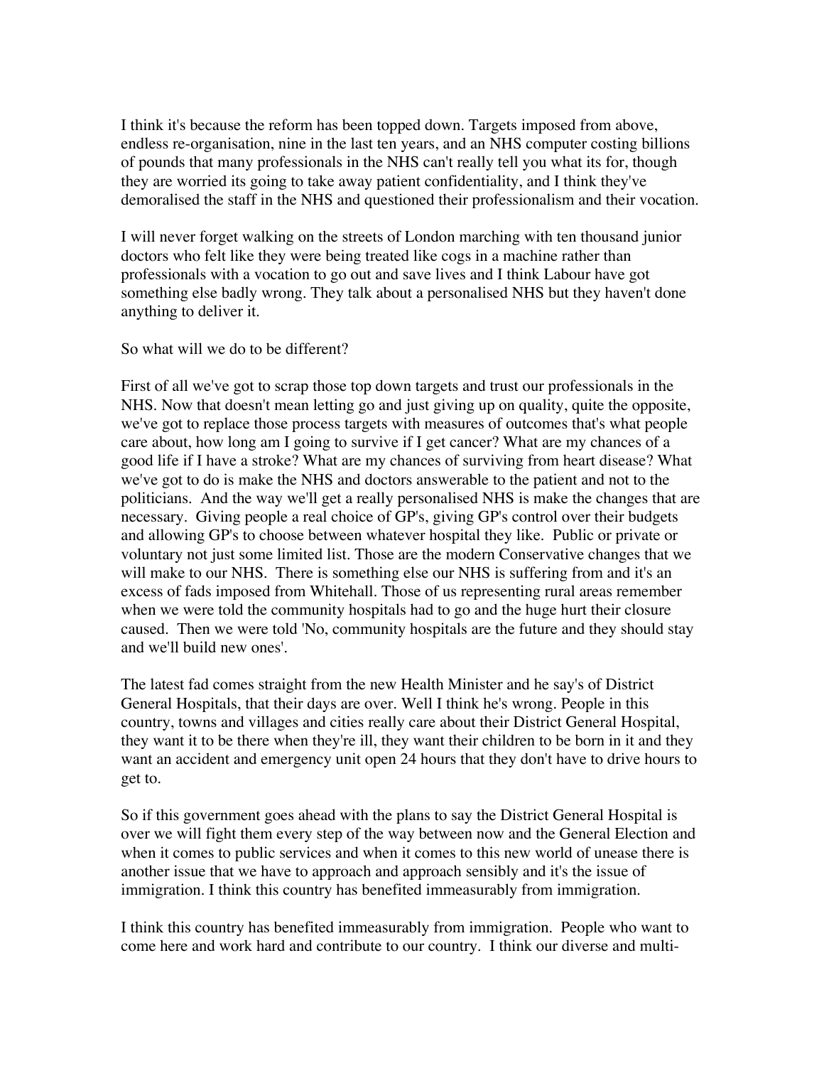I think it's because the reform has been topped down. Targets imposed from above, endless re-organisation, nine in the last ten years, and an NHS computer costing billions of pounds that many professionals in the NHS can't really tell you what its for, though they are worried its going to take away patient confidentiality, and I think they've demoralised the staff in the NHS and questioned their professionalism and their vocation.

I will never forget walking on the streets of London marching with ten thousand junior doctors who felt like they were being treated like cogs in a machine rather than professionals with a vocation to go out and save lives and I think Labour have got something else badly wrong. They talk about a personalised NHS but they haven't done anything to deliver it.

So what will we do to be different?

First of all we've got to scrap those top down targets and trust our professionals in the NHS. Now that doesn't mean letting go and just giving up on quality, quite the opposite, we've got to replace those process targets with measures of outcomes that's what people care about, how long am I going to survive if I get cancer? What are my chances of a good life if I have a stroke? What are my chances of surviving from heart disease? What we've got to do is make the NHS and doctors answerable to the patient and not to the politicians. And the way we'll get a really personalised NHS is make the changes that are necessary. Giving people a real choice of GP's, giving GP's control over their budgets and allowing GP's to choose between whatever hospital they like. Public or private or voluntary not just some limited list. Those are the modern Conservative changes that we will make to our NHS. There is something else our NHS is suffering from and it's an excess of fads imposed from Whitehall. Those of us representing rural areas remember when we were told the community hospitals had to go and the huge hurt their closure caused. Then we were told 'No, community hospitals are the future and they should stay and we'll build new ones'.

The latest fad comes straight from the new Health Minister and he say's of District General Hospitals, that their days are over. Well I think he's wrong. People in this country, towns and villages and cities really care about their District General Hospital, they want it to be there when they're ill, they want their children to be born in it and they want an accident and emergency unit open 24 hours that they don't have to drive hours to get to.

So if this government goes ahead with the plans to say the District General Hospital is over we will fight them every step of the way between now and the General Election and when it comes to public services and when it comes to this new world of unease there is another issue that we have to approach and approach sensibly and it's the issue of immigration. I think this country has benefited immeasurably from immigration.

I think this country has benefited immeasurably from immigration. People who want to come here and work hard and contribute to our country. I think our diverse and multi-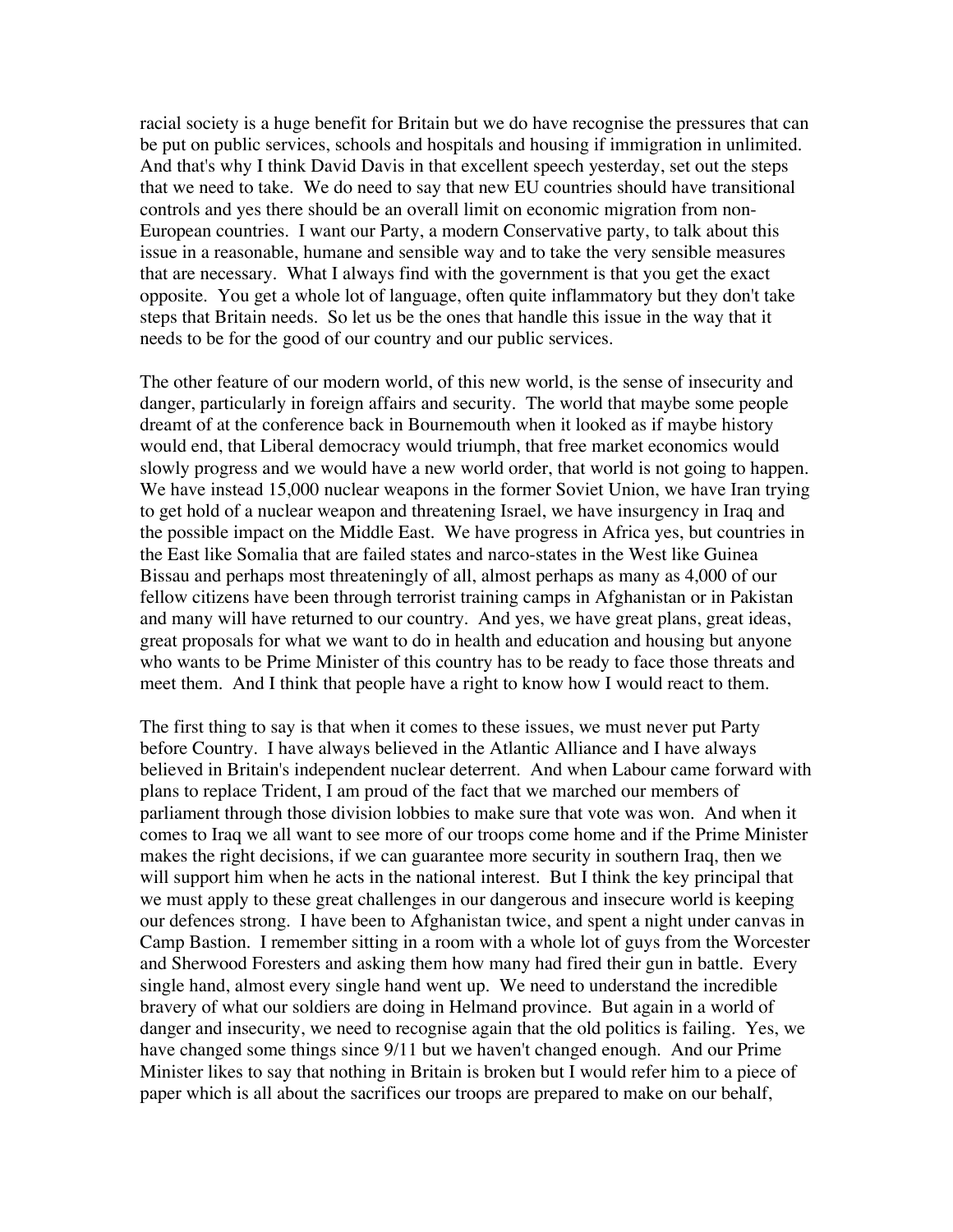racial society is a huge benefit for Britain but we do have recognise the pressures that can be put on public services, schools and hospitals and housing if immigration in unlimited. And that's why I think David Davis in that excellent speech yesterday, set out the steps that we need to take. We do need to say that new EU countries should have transitional controls and yes there should be an overall limit on economic migration from non-European countries. I want our Party, a modern Conservative party, to talk about this issue in a reasonable, humane and sensible way and to take the very sensible measures that are necessary. What I always find with the government is that you get the exact opposite. You get a whole lot of language, often quite inflammatory but they don't take steps that Britain needs. So let us be the ones that handle this issue in the way that it needs to be for the good of our country and our public services.

The other feature of our modern world, of this new world, is the sense of insecurity and danger, particularly in foreign affairs and security. The world that maybe some people dreamt of at the conference back in Bournemouth when it looked as if maybe history would end, that Liberal democracy would triumph, that free market economics would slowly progress and we would have a new world order, that world is not going to happen. We have instead 15,000 nuclear weapons in the former Soviet Union, we have Iran trying to get hold of a nuclear weapon and threatening Israel, we have insurgency in Iraq and the possible impact on the Middle East. We have progress in Africa yes, but countries in the East like Somalia that are failed states and narco-states in the West like Guinea Bissau and perhaps most threateningly of all, almost perhaps as many as 4,000 of our fellow citizens have been through terrorist training camps in Afghanistan or in Pakistan and many will have returned to our country. And yes, we have great plans, great ideas, great proposals for what we want to do in health and education and housing but anyone who wants to be Prime Minister of this country has to be ready to face those threats and meet them. And I think that people have a right to know how I would react to them.

The first thing to say is that when it comes to these issues, we must never put Party before Country. I have always believed in the Atlantic Alliance and I have always believed in Britain's independent nuclear deterrent. And when Labour came forward with plans to replace Trident, I am proud of the fact that we marched our members of parliament through those division lobbies to make sure that vote was won. And when it comes to Iraq we all want to see more of our troops come home and if the Prime Minister makes the right decisions, if we can guarantee more security in southern Iraq, then we will support him when he acts in the national interest. But I think the key principal that we must apply to these great challenges in our dangerous and insecure world is keeping our defences strong. I have been to Afghanistan twice, and spent a night under canvas in Camp Bastion. I remember sitting in a room with a whole lot of guys from the Worcester and Sherwood Foresters and asking them how many had fired their gun in battle. Every single hand, almost every single hand went up. We need to understand the incredible bravery of what our soldiers are doing in Helmand province. But again in a world of danger and insecurity, we need to recognise again that the old politics is failing. Yes, we have changed some things since 9/11 but we haven't changed enough. And our Prime Minister likes to say that nothing in Britain is broken but I would refer him to a piece of paper which is all about the sacrifices our troops are prepared to make on our behalf,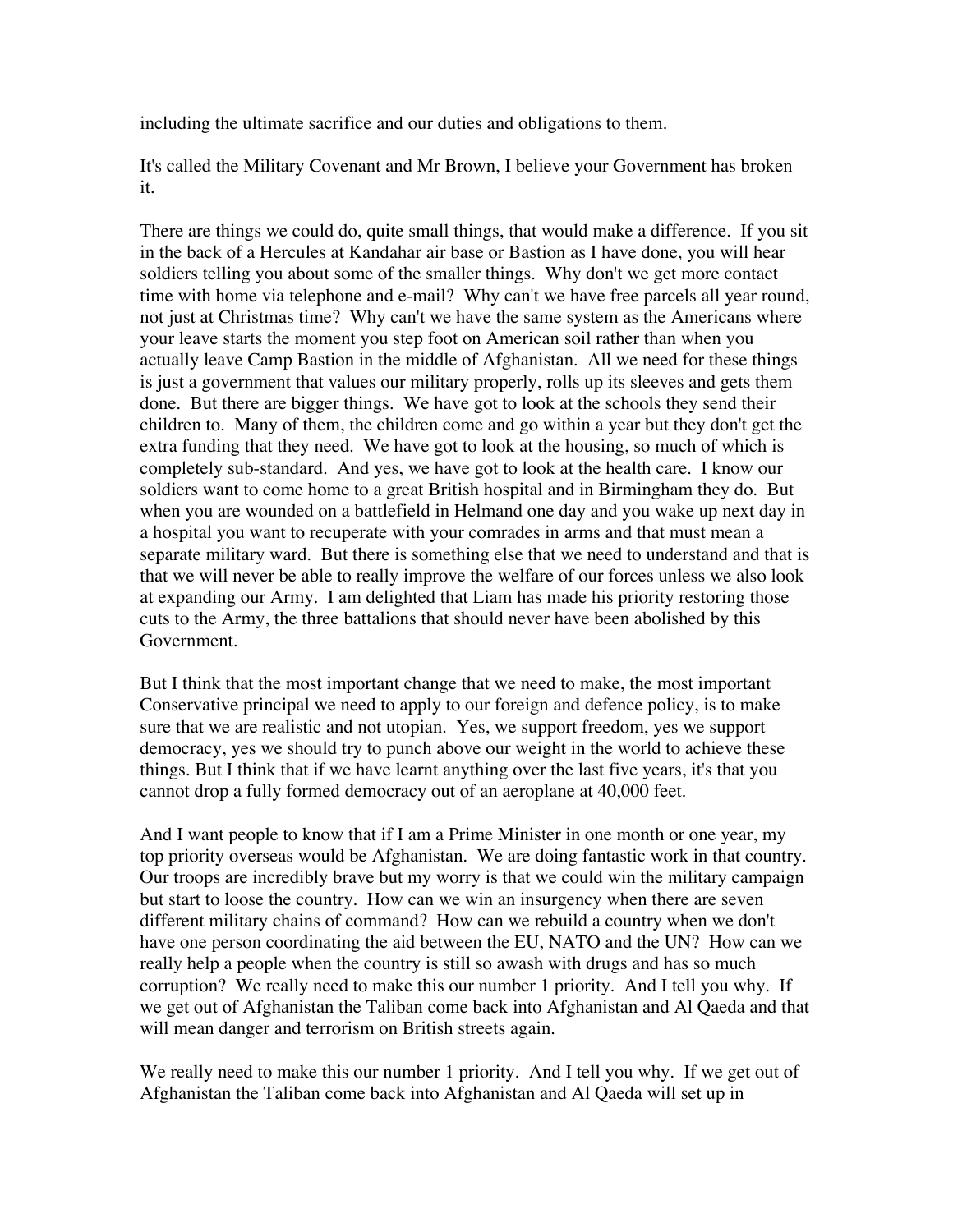including the ultimate sacrifice and our duties and obligations to them.

It's called the Military Covenant and Mr Brown, I believe your Government has broken it.

There are things we could do, quite small things, that would make a difference. If you sit in the back of a Hercules at Kandahar air base or Bastion as I have done, you will hear soldiers telling you about some of the smaller things. Why don't we get more contact time with home via telephone and e-mail? Why can't we have free parcels all year round, not just at Christmas time? Why can't we have the same system as the Americans where your leave starts the moment you step foot on American soil rather than when you actually leave Camp Bastion in the middle of Afghanistan. All we need for these things is just a government that values our military properly, rolls up its sleeves and gets them done. But there are bigger things. We have got to look at the schools they send their children to. Many of them, the children come and go within a year but they don't get the extra funding that they need. We have got to look at the housing, so much of which is completely sub-standard. And yes, we have got to look at the health care. I know our soldiers want to come home to a great British hospital and in Birmingham they do. But when you are wounded on a battlefield in Helmand one day and you wake up next day in a hospital you want to recuperate with your comrades in arms and that must mean a separate military ward. But there is something else that we need to understand and that is that we will never be able to really improve the welfare of our forces unless we also look at expanding our Army. I am delighted that Liam has made his priority restoring those cuts to the Army, the three battalions that should never have been abolished by this Government.

But I think that the most important change that we need to make, the most important Conservative principal we need to apply to our foreign and defence policy, is to make sure that we are realistic and not utopian. Yes, we support freedom, yes we support democracy, yes we should try to punch above our weight in the world to achieve these things. But I think that if we have learnt anything over the last five years, it's that you cannot drop a fully formed democracy out of an aeroplane at 40,000 feet.

And I want people to know that if I am a Prime Minister in one month or one year, my top priority overseas would be Afghanistan. We are doing fantastic work in that country. Our troops are incredibly brave but my worry is that we could win the military campaign but start to loose the country. How can we win an insurgency when there are seven different military chains of command? How can we rebuild a country when we don't have one person coordinating the aid between the EU, NATO and the UN? How can we really help a people when the country is still so awash with drugs and has so much corruption? We really need to make this our number 1 priority. And I tell you why. If we get out of Afghanistan the Taliban come back into Afghanistan and Al Qaeda and that will mean danger and terrorism on British streets again.

We really need to make this our number 1 priority. And I tell you why. If we get out of Afghanistan the Taliban come back into Afghanistan and Al Qaeda will set up in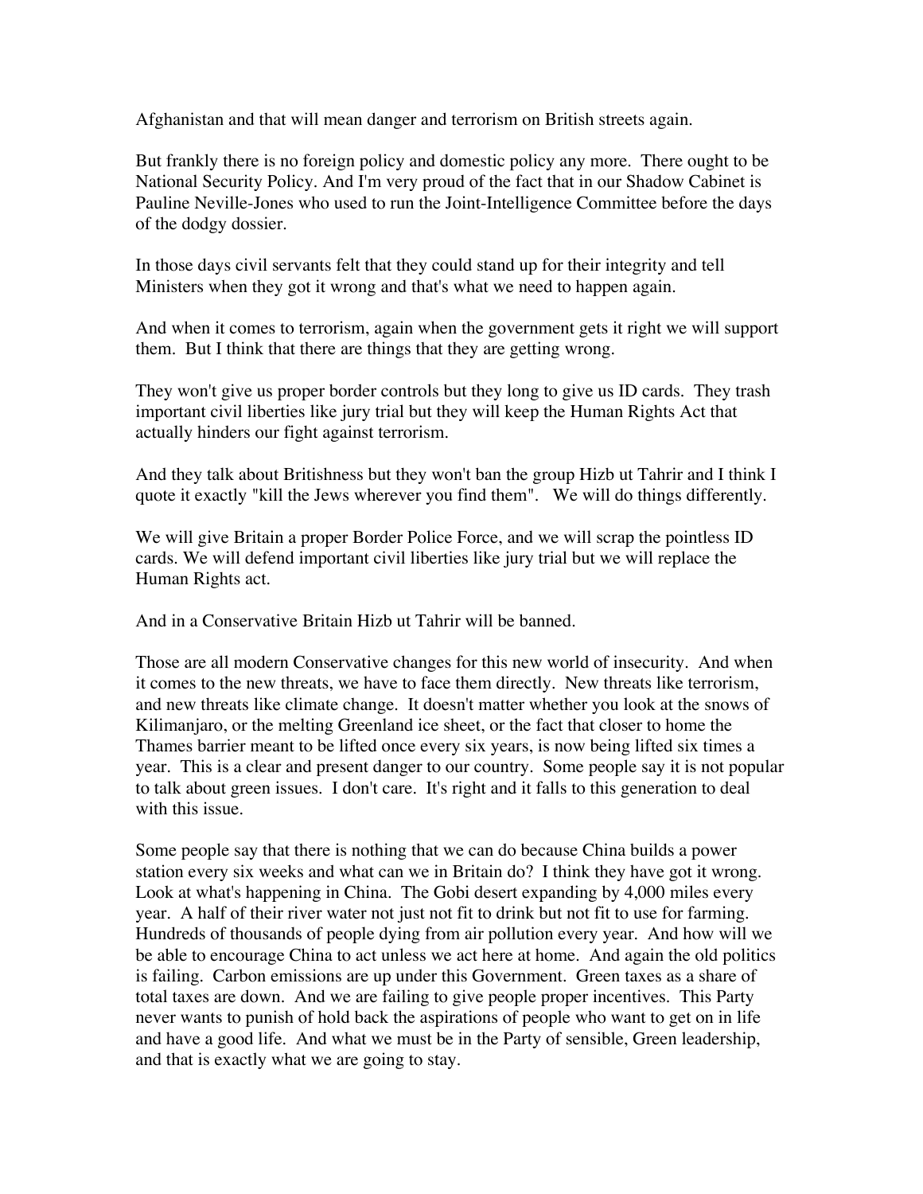Afghanistan and that will mean danger and terrorism on British streets again.

But frankly there is no foreign policy and domestic policy any more. There ought to be National Security Policy. And I'm very proud of the fact that in our Shadow Cabinet is Pauline Neville-Jones who used to run the Joint-Intelligence Committee before the days of the dodgy dossier.

In those days civil servants felt that they could stand up for their integrity and tell Ministers when they got it wrong and that's what we need to happen again.

And when it comes to terrorism, again when the government gets it right we will support them. But I think that there are things that they are getting wrong.

They won't give us proper border controls but they long to give us ID cards. They trash important civil liberties like jury trial but they will keep the Human Rights Act that actually hinders our fight against terrorism.

And they talk about Britishness but they won't ban the group Hizb ut Tahrir and I think I quote it exactly "kill the Jews wherever you find them". We will do things differently.

We will give Britain a proper Border Police Force, and we will scrap the pointless ID cards. We will defend important civil liberties like jury trial but we will replace the Human Rights act.

And in a Conservative Britain Hizb ut Tahrir will be banned.

Those are all modern Conservative changes for this new world of insecurity. And when it comes to the new threats, we have to face them directly. New threats like terrorism, and new threats like climate change. It doesn't matter whether you look at the snows of Kilimanjaro, or the melting Greenland ice sheet, or the fact that closer to home the Thames barrier meant to be lifted once every six years, is now being lifted six times a year. This is a clear and present danger to our country. Some people say it is not popular to talk about green issues. I don't care. It's right and it falls to this generation to deal with this issue.

Some people say that there is nothing that we can do because China builds a power station every six weeks and what can we in Britain do? I think they have got it wrong. Look at what's happening in China. The Gobi desert expanding by 4,000 miles every year. A half of their river water not just not fit to drink but not fit to use for farming. Hundreds of thousands of people dying from air pollution every year. And how will we be able to encourage China to act unless we act here at home. And again the old politics is failing. Carbon emissions are up under this Government. Green taxes as a share of total taxes are down. And we are failing to give people proper incentives. This Party never wants to punish of hold back the aspirations of people who want to get on in life and have a good life. And what we must be in the Party of sensible, Green leadership, and that is exactly what we are going to stay.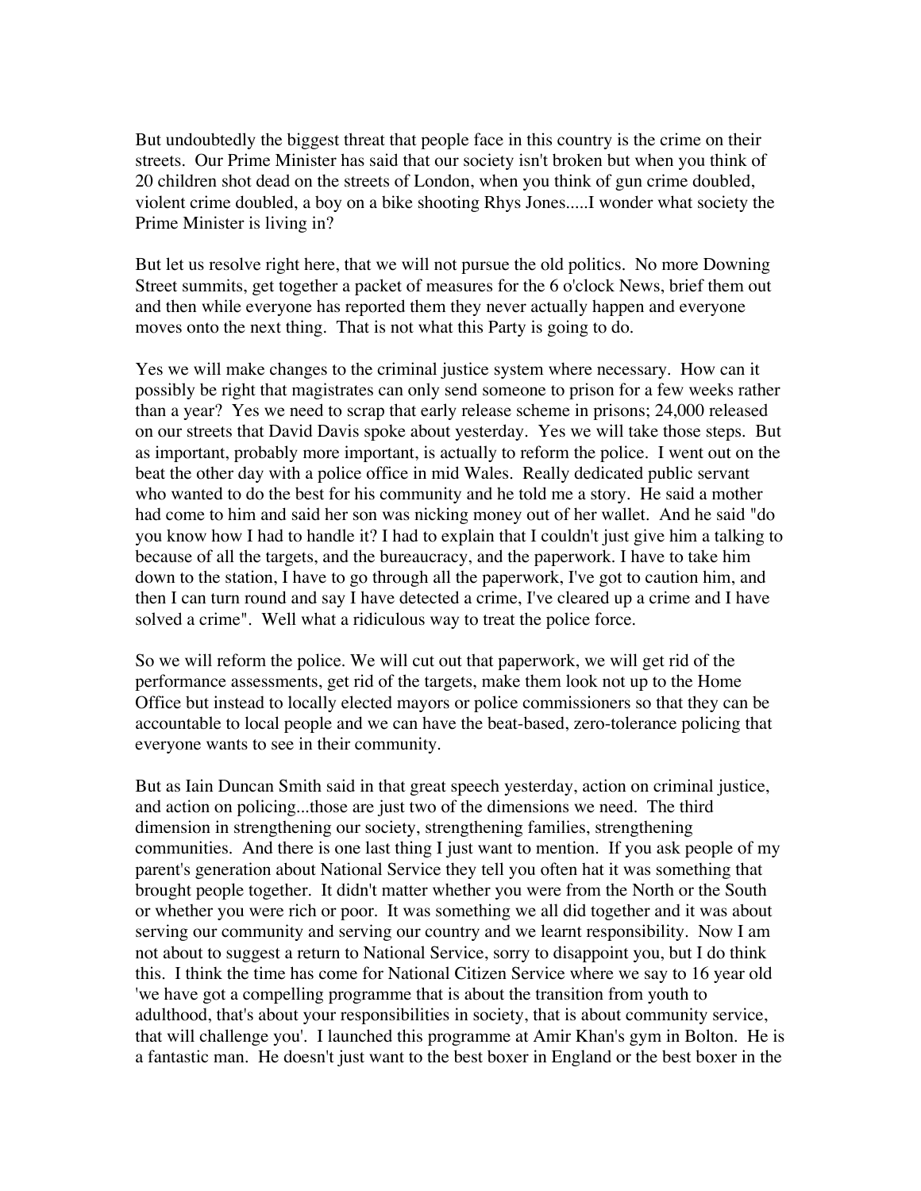But undoubtedly the biggest threat that people face in this country is the crime on their streets. Our Prime Minister has said that our society isn't broken but when you think of 20 children shot dead on the streets of London, when you think of gun crime doubled, violent crime doubled, a boy on a bike shooting Rhys Jones.....I wonder what society the Prime Minister is living in?

But let us resolve right here, that we will not pursue the old politics. No more Downing Street summits, get together a packet of measures for the 6 o'clock News, brief them out and then while everyone has reported them they never actually happen and everyone moves onto the next thing. That is not what this Party is going to do.

Yes we will make changes to the criminal justice system where necessary. How can it possibly be right that magistrates can only send someone to prison for a few weeks rather than a year? Yes we need to scrap that early release scheme in prisons; 24,000 released on our streets that David Davis spoke about yesterday. Yes we will take those steps. But as important, probably more important, is actually to reform the police. I went out on the beat the other day with a police office in mid Wales. Really dedicated public servant who wanted to do the best for his community and he told me a story. He said a mother had come to him and said her son was nicking money out of her wallet. And he said "do you know how I had to handle it? I had to explain that I couldn't just give him a talking to because of all the targets, and the bureaucracy, and the paperwork. I have to take him down to the station, I have to go through all the paperwork, I've got to caution him, and then I can turn round and say I have detected a crime, I've cleared up a crime and I have solved a crime". Well what a ridiculous way to treat the police force.

So we will reform the police. We will cut out that paperwork, we will get rid of the performance assessments, get rid of the targets, make them look not up to the Home Office but instead to locally elected mayors or police commissioners so that they can be accountable to local people and we can have the beat-based, zero-tolerance policing that everyone wants to see in their community.

But as Iain Duncan Smith said in that great speech yesterday, action on criminal justice, and action on policing...those are just two of the dimensions we need. The third dimension in strengthening our society, strengthening families, strengthening communities. And there is one last thing I just want to mention. If you ask people of my parent's generation about National Service they tell you often hat it was something that brought people together. It didn't matter whether you were from the North or the South or whether you were rich or poor. It was something we all did together and it was about serving our community and serving our country and we learnt responsibility. Now I am not about to suggest a return to National Service, sorry to disappoint you, but I do think this. I think the time has come for National Citizen Service where we say to 16 year old 'we have got a compelling programme that is about the transition from youth to adulthood, that's about your responsibilities in society, that is about community service, that will challenge you'. I launched this programme at Amir Khan's gym in Bolton. He is a fantastic man. He doesn't just want to the best boxer in England or the best boxer in the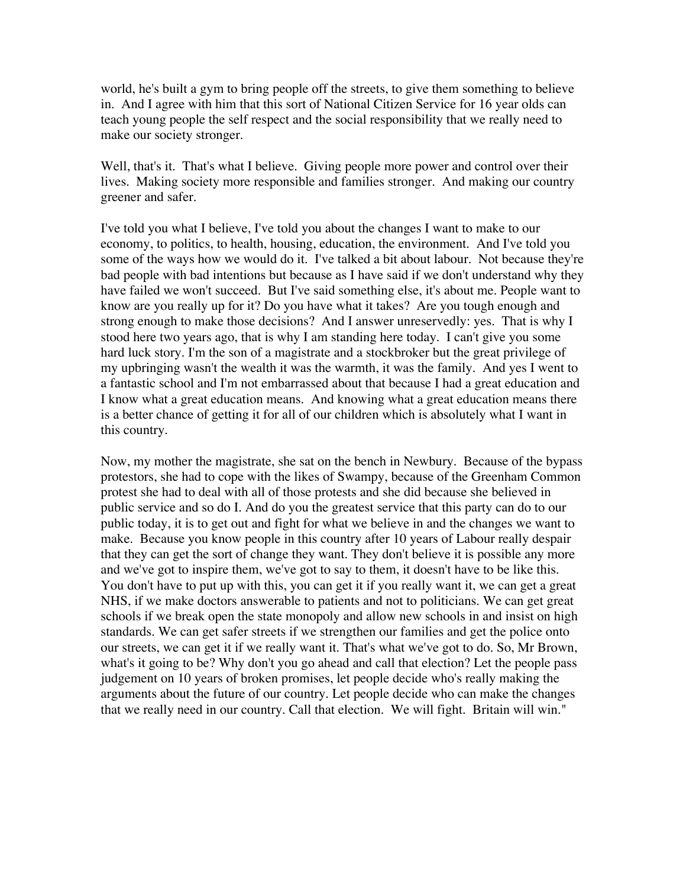world, he's built a gym to bring people off the streets, to give them something to believe in. And I agree with him that this sort of National Citizen Service for 16 year olds can teach young people the self respect and the social responsibility that we really need to make our society stronger.

Well, that's it. That's what I believe. Giving people more power and control over their lives. Making society more responsible and families stronger. And making our country greener and safer.

I've told you what I believe, I've told you about the changes I want to make to our economy, to politics, to health, housing, education, the environment. And I've told you some of the ways how we would do it. I've talked a bit about labour. Not because they're bad people with bad intentions but because as I have said if we don't understand why they have failed we won't succeed. But I've said something else, it's about me. People want to know are you really up for it? Do you have what it takes? Are you tough enough and strong enough to make those decisions? And I answer unreservedly: yes. That is why I stood here two years ago, that is why I am standing here today. I can't give you some hard luck story. I'm the son of a magistrate and a stockbroker but the great privilege of my upbringing wasn't the wealth it was the warmth, it was the family. And yes I went to a fantastic school and I'm not embarrassed about that because I had a great education and I know what a great education means. And knowing what a great education means there is a better chance of getting it for all of our children which is absolutely what I want in this country.

Now, my mother the magistrate, she sat on the bench in Newbury. Because of the bypass protestors, she had to cope with the likes of Swampy, because of the Greenham Common protest she had to deal with all of those protests and she did because she believed in public service and so do I. And do you the greatest service that this party can do to our public today, it is to get out and fight for what we believe in and the changes we want to make. Because you know people in this country after 10 years of Labour really despair that they can get the sort of change they want. They don't believe it is possible any more and we've got to inspire them, we've got to say to them, it doesn't have to be like this. You don't have to put up with this, you can get it if you really want it, we can get a great NHS, if we make doctors answerable to patients and not to politicians. We can get great schools if we break open the state monopoly and allow new schools in and insist on high standards. We can get safer streets if we strengthen our families and get the police onto our streets, we can get it if we really want it. That's what we've got to do. So, Mr Brown, what's it going to be? Why don't you go ahead and call that election? Let the people pass judgement on 10 years of broken promises, let people decide who's really making the arguments about the future of our country. Let people decide who can make the changes that we really need in our country. Call that election. We will fight. Britain will win."